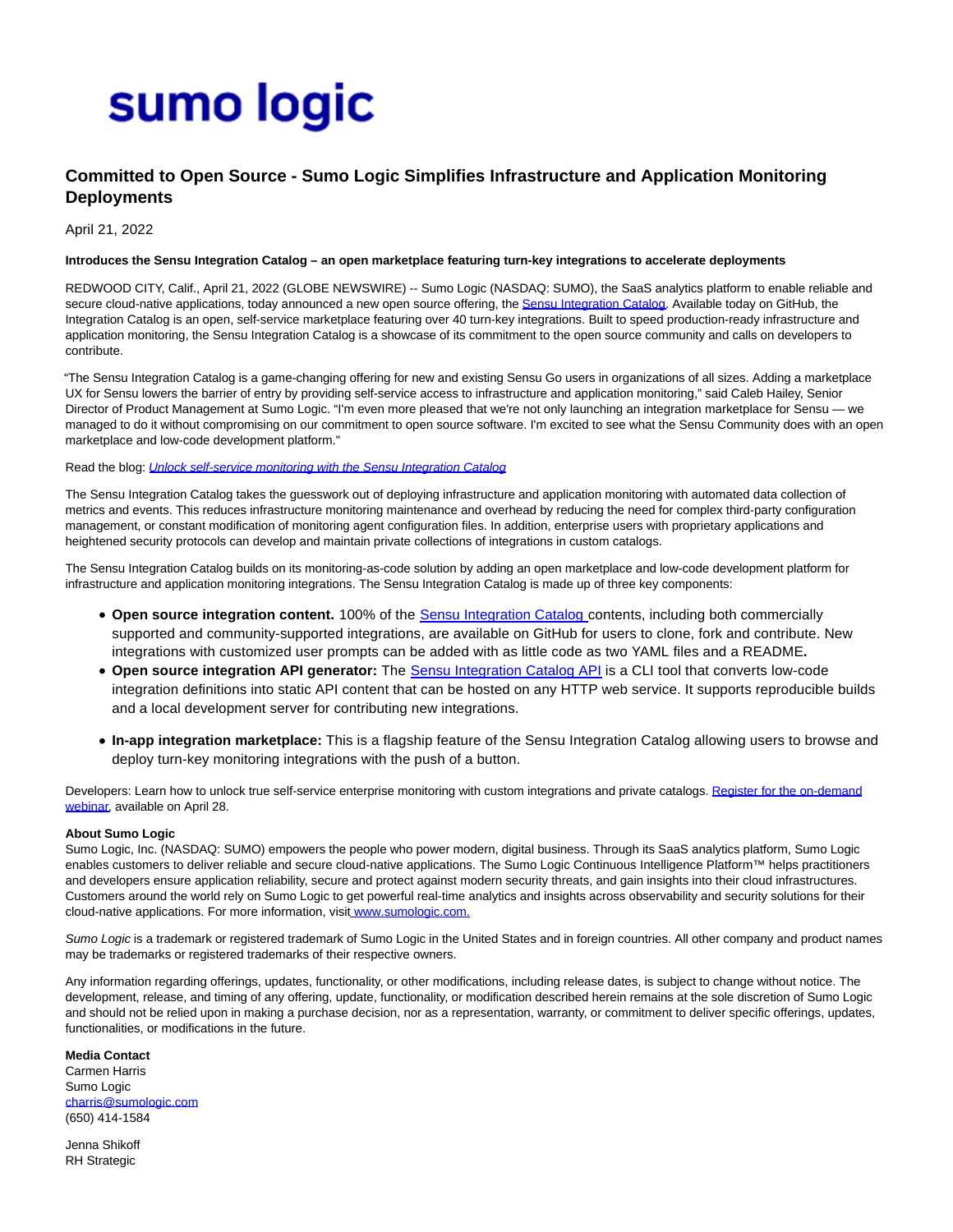# sumo logic

## Committed to Open Source - Sumo Logic Simplifies Infrastructure and Application Monitoring Deployments

April 21, 2022

**Introduces the Sensu Integration Catalog – an open marketplace featuring turn-key integrations to accelerate deployments**

REDWOOD CITY, Calif., April 21, 2022 (GLOBE NEWSWIRE) -- Sumo Logic (NASDAQ: SUMO), the SaaS analytics platform to enable reliable and secure cloud-native applications, today announced a new open source offering, the Sensu Integration Catalog. Available today on GitHub, the Integration Catalog is an open, self-service marketplace featuring over 40 turn-key integrations. Built to speed production-ready infrastructure and application monitoring, the Sensu Integration Catalog is a showcase of its commitment to the open source community and calls on developers to contribute.

"The Sensu Integration Catalog is a game-changing offering for new and existing Sensu Go users in organizations of all sizes. Adding a marketplace UX for Sensu lowers the barrier of entry by providing self-service access to infrastructure and application monitoring," said Caleb Hailey, Senior Director of Product Management at Sumo Logic. "I'm even more pleased that we're not only launching an integration marketplace for Sensu — we managed to do it without compromising on our commitment to open source software. I'm excited to see what the Sensu Community does with an open marketplace and low-code development platform."

Read the blog: *Unlock self-service monitoring with the Sensu Integration Catalog*

The Sensu Integration Catalog takes the guesswork out of deploying infrastructure and application monitoring with automated data collection of metrics and events. This reduces infrastructure monitoring maintenance and overhead by reducing the need for complex third-party configuration management, or constant modification of monitoring agent configuration files. In addition, enterprise users with proprietary applications and heightened security protocols can develop and maintain private collections of integrations in custom catalogs.

The Sensu Integration Catalog builds on its monitoring-as-code solution by adding an open marketplace and low-code development platform for infrastructure and application monitoring integrations. The Sensu Integration Catalog is made up of three key components:

- **Open source integration content.** 100% of the Sensu Integration Catalog contents, including both commercially supported and community-supported integrations, are available on GitHub for users to clone, fork and contribute. New integrations with customized user prompts can be added with as little code as two YAML files and a README**.**
- **Open source integration API generator:** The Sensu Integration Catalog API is a CLI tool that converts low-code integration definitions into static API content that can be hosted on any HTTP web service. It supports reproducible builds and a local development server for contributing new integrations.
- **In-app integration marketplace:** This is a flagship feature of the Sensu Integration Catalog allowing users to browse and deploy turn-key monitoring integrations with the push of a button.

Developers: Learn how to unlock true self-service enterprise monitoring with custom integrations and private catalogs. Register for the on-demand webinar, available on April 28.

**About Sumo Logic**
Sumo Logic, Inc. (NASDAQ: SUMO) empowers the people who power modern, digital business. Through its SaaS analytics platform, Sumo Logic enables customers to deliver reliable and secure cloud-native applications. The Sumo Logic Continuous Intelligence Platform™ helps practitioners and developers ensure application reliability, secure and protect against modern security threats, and gain insights into their cloud infrastructures. Customers around the world rely on Sumo Logic to get powerful real-time analytics and insights across observability and security solutions for their cloud-native applications. For more information, visit www.sumologic.com.

*Sumo Logic* is a trademark or registered trademark of Sumo Logic in the United States and in foreign countries. All other company and product names may be trademarks or registered trademarks of their respective owners.

Any information regarding offerings, updates, functionality, or other modifications, including release dates, is subject to change without notice. The development, release, and timing of any offering, update, functionality, or modification described herein remains at the sole discretion of Sumo Logic and should not be relied upon in making a purchase decision, nor as a representation, warranty, or commitment to deliver specific offerings, updates, functionalities, or modifications in the future.

**Media Contact**
Carmen Harris
Sumo Logic
charris@sumologic.com
(650) 414-1584

Jenna Shikoff
RH Strategic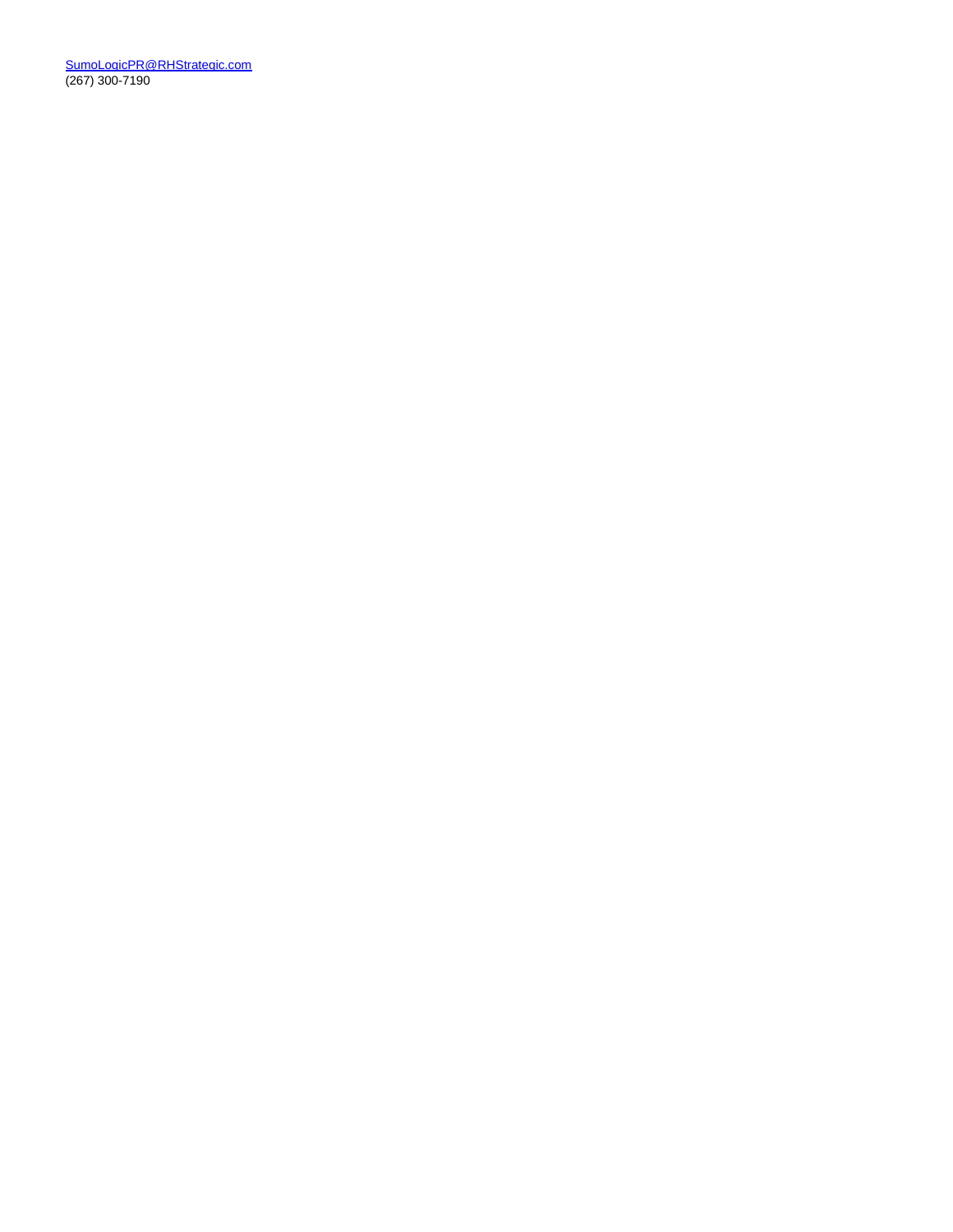[SumoLogicPR@RHStrategic.com](mailto:SumoLogicPR@RHStrategic.com)
(267) 300-7190